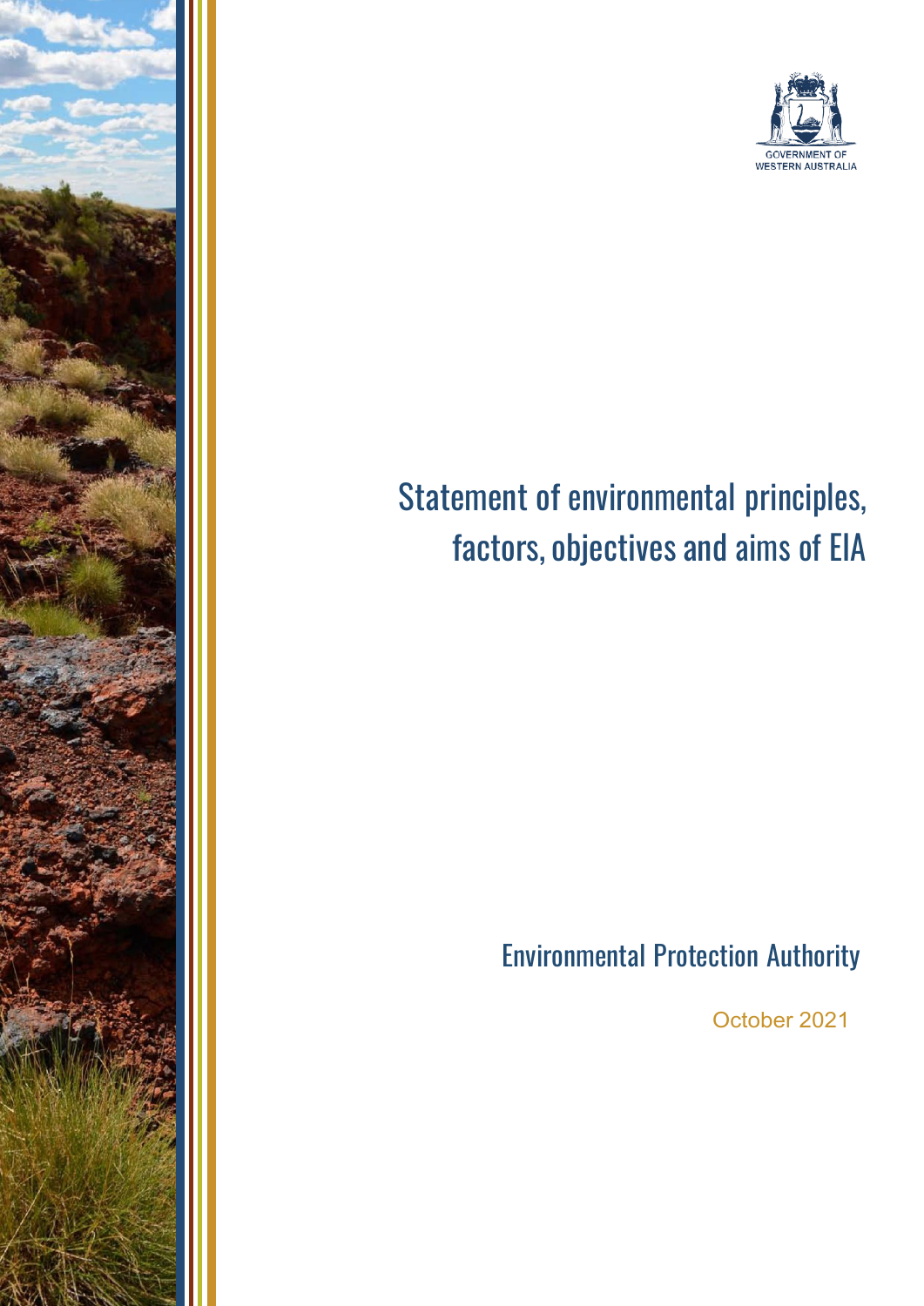GOVERNMENT OF WESTERN AUSTRALIA

# Statement of environmental principles, factors, objectives and aims of EIA

Environmental Protection Authority

October 2021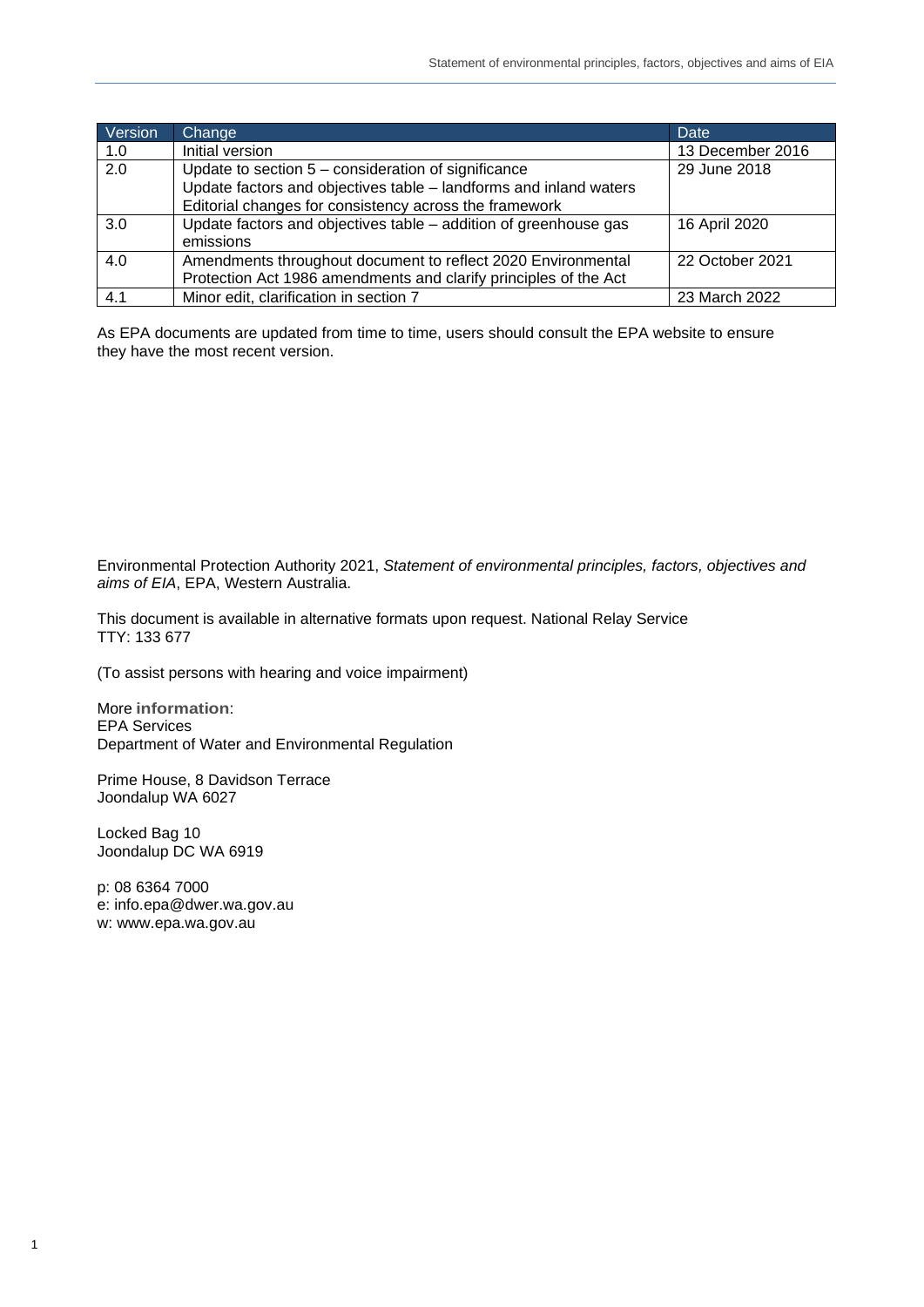| Version | Change | Date |
|---|---|---|
| 1.0 | Initial version | 13 December 2016 |
| 2.0 | Update to section 5 – consideration of significance<br>Update factors and objectives table – landforms and inland waters<br>Editorial changes for consistency across the framework | 29 June 2018 |
| 3.0 | Update factors and objectives table – addition of greenhouse gas emissions | 16 April 2020 |
| 4.0 | Amendments throughout document to reflect 2020 Environmental Protection Act 1986 amendments and clarify principles of the Act | 22 October 2021 |
| 4.1 | Minor edit, clarification in section 7 | 23 March 2022 |

As EPA documents are updated from time to time, users should consult the EPA website to ensure they have the most recent version.

Environmental Protection Authority 2021, *Statement of environmental principles, factors, objectives and aims of EIA*, EPA, Western Australia.

This document is available in alternative formats upon request. National Relay Service TTY: 133 677

(To assist persons with hearing and voice impairment)

More **information**:
EPA Services
Department of Water and Environmental Regulation

Prime House, 8 Davidson Terrace
Joondalup WA 6027

Locked Bag 10
Joondalup DC WA 6919

p: 08 6364 7000
e: info.epa@dwer.wa.gov.au
w: www.epa.wa.gov.au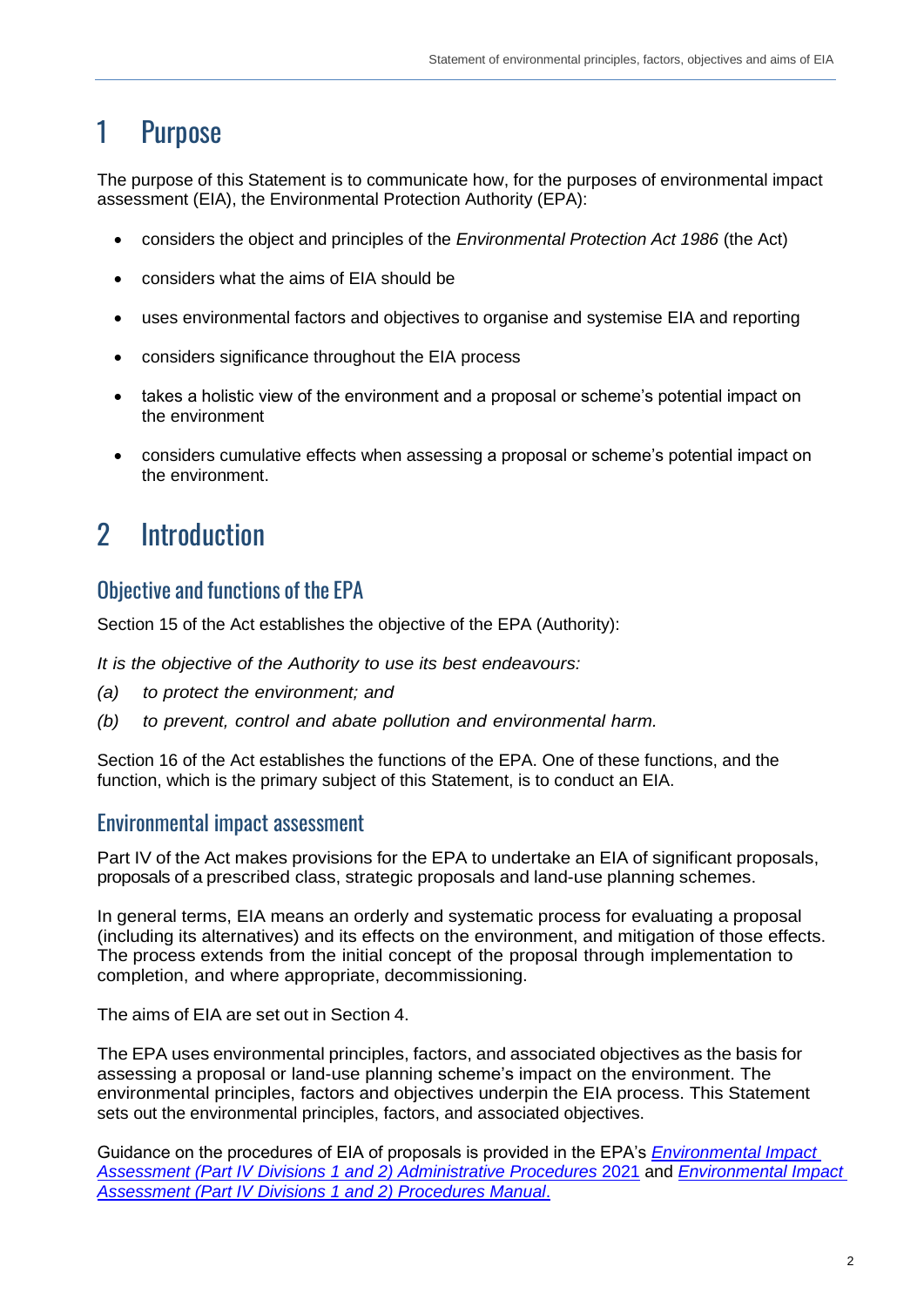# 1 Purpose

The purpose of this Statement is to communicate how, for the purposes of environmental impact assessment (EIA), the Environmental Protection Authority (EPA):

- considers the object and principles of the *Environmental Protection Act 1986* (the Act)
- considers what the aims of EIA should be
- uses environmental factors and objectives to organise and systemise EIA and reporting
- considers significance throughout the EIA process
- takes a holistic view of the environment and a proposal or scheme's potential impact on the environment
- considers cumulative effects when assessing a proposal or scheme's potential impact on the environment.

# 2 Introduction

## Objective and functions of the EPA

Section 15 of the Act establishes the objective of the EPA (Authority):

*It is the objective of the Authority to use its best endeavours:*

*(a) to protect the environment; and*

*(b) to prevent, control and abate pollution and environmental harm.*

Section 16 of the Act establishes the functions of the EPA. One of these functions, and the function, which is the primary subject of this Statement, is to conduct an EIA.

## Environmental impact assessment

Part IV of the Act makes provisions for the EPA to undertake an EIA of significant proposals, proposals of a prescribed class, strategic proposals and land-use planning schemes.

In general terms, EIA means an orderly and systematic process for evaluating a proposal (including its alternatives) and its effects on the environment, and mitigation of those effects. The process extends from the initial concept of the proposal through implementation to completion, and where appropriate, decommissioning.

The aims of EIA are set out in Section 4.

The EPA uses environmental principles, factors, and associated objectives as the basis for assessing a proposal or land-use planning scheme's impact on the environment. The environmental principles, factors and objectives underpin the EIA process. This Statement sets out the environmental principles, factors, and associated objectives.

Guidance on the procedures of EIA of proposals is provided in the EPA's *Environmental Impact Assessment (Part IV Divisions 1 and 2) Administrative Procedures* 2021 and *Environmental Impact Assessment (Part IV Divisions 1 and 2) Procedures Manual*.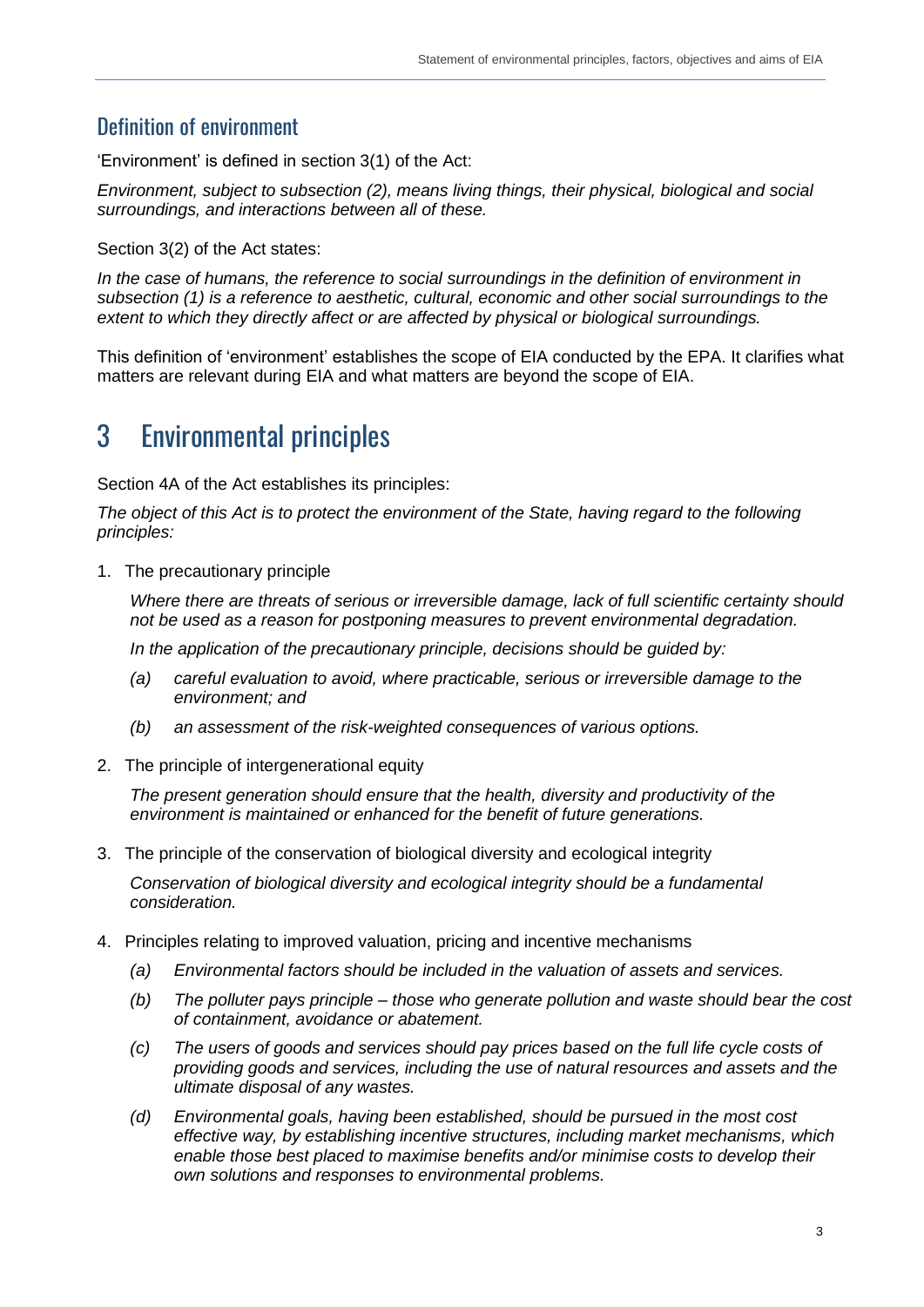## Definition of environment

'Environment' is defined in section 3(1) of the Act:

*Environment, subject to subsection (2), means living things, their physical, biological and social surroundings, and interactions between all of these.*

Section 3(2) of the Act states:

*In the case of humans, the reference to social surroundings in the definition of environment in subsection (1) is a reference to aesthetic, cultural, economic and other social surroundings to the extent to which they directly affect or are affected by physical or biological surroundings.*

This definition of 'environment' establishes the scope of EIA conducted by the EPA. It clarifies what matters are relevant during EIA and what matters are beyond the scope of EIA.

# 3 Environmental principles

Section 4A of the Act establishes its principles:

*The object of this Act is to protect the environment of the State, having regard to the following principles:*

1. The precautionary principle

   *Where there are threats of serious or irreversible damage, lack of full scientific certainty should not be used as a reason for postponing measures to prevent environmental degradation.*

   *In the application of the precautionary principle, decisions should be guided by:*

   *(a) careful evaluation to avoid, where practicable, serious or irreversible damage to the environment; and*

   *(b) an assessment of the risk-weighted consequences of various options.*

2. The principle of intergenerational equity

   *The present generation should ensure that the health, diversity and productivity of the environment is maintained or enhanced for the benefit of future generations.*

3. The principle of the conservation of biological diversity and ecological integrity

   *Conservation of biological diversity and ecological integrity should be a fundamental consideration.*

4. Principles relating to improved valuation, pricing and incentive mechanisms

   *(a) Environmental factors should be included in the valuation of assets and services.*

   *(b) The polluter pays principle – those who generate pollution and waste should bear the cost of containment, avoidance or abatement.*

   *(c) The users of goods and services should pay prices based on the full life cycle costs of providing goods and services, including the use of natural resources and assets and the ultimate disposal of any wastes.*

   *(d) Environmental goals, having been established, should be pursued in the most cost effective way, by establishing incentive structures, including market mechanisms, which enable those best placed to maximise benefits and/or minimise costs to develop their own solutions and responses to environmental problems.*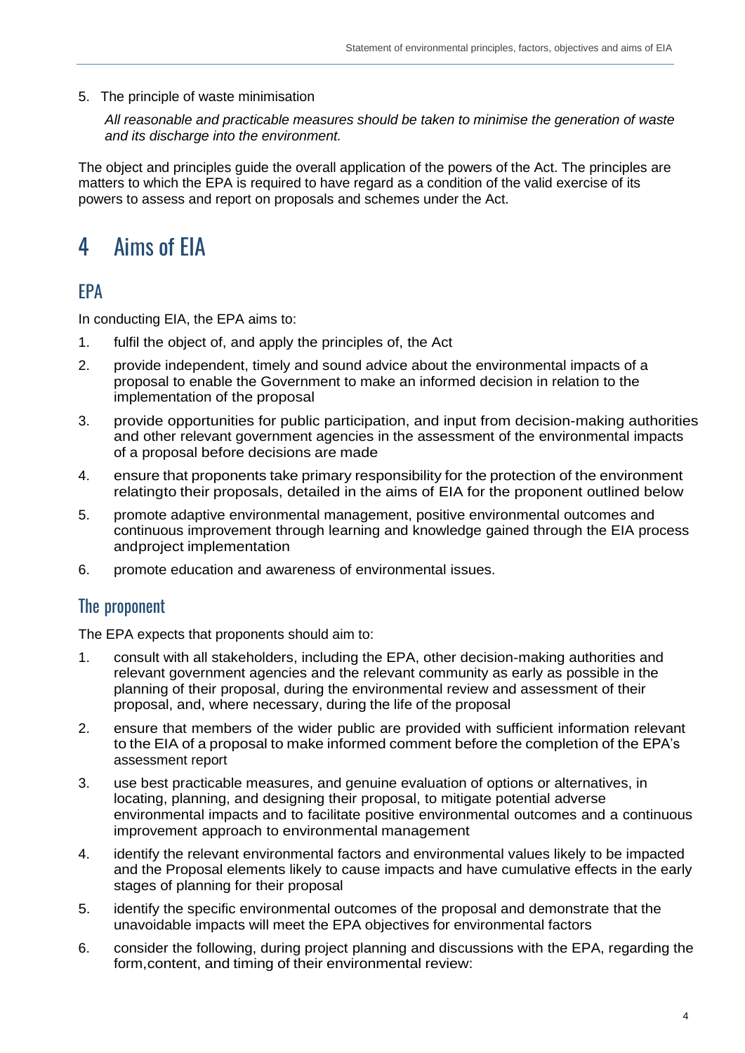5. The principle of waste minimisation

    *All reasonable and practicable measures should be taken to minimise the generation of waste and its discharge into the environment.*

The object and principles guide the overall application of the powers of the Act. The principles are matters to which the EPA is required to have regard as a condition of the valid exercise of its powers to assess and report on proposals and schemes under the Act.

# 4 Aims of EIA

## EPA

In conducting EIA, the EPA aims to:

1. fulfil the object of, and apply the principles of, the Act
2. provide independent, timely and sound advice about the environmental impacts of a proposal to enable the Government to make an informed decision in relation to the implementation of the proposal
3. provide opportunities for public participation, and input from decision-making authorities and other relevant government agencies in the assessment of the environmental impacts of a proposal before decisions are made
4. ensure that proponents take primary responsibility for the protection of the environment relatingto their proposals, detailed in the aims of EIA for the proponent outlined below
5. promote adaptive environmental management, positive environmental outcomes and continuous improvement through learning and knowledge gained through the EIA process andproject implementation
6. promote education and awareness of environmental issues.

## The proponent

The EPA expects that proponents should aim to:

1. consult with all stakeholders, including the EPA, other decision-making authorities and relevant government agencies and the relevant community as early as possible in the planning of their proposal, during the environmental review and assessment of their proposal, and, where necessary, during the life of the proposal
2. ensure that members of the wider public are provided with sufficient information relevant to the EIA of a proposal to make informed comment before the completion of the EPA's assessment report
3. use best practicable measures, and genuine evaluation of options or alternatives, in locating, planning, and designing their proposal, to mitigate potential adverse environmental impacts and to facilitate positive environmental outcomes and a continuous improvement approach to environmental management
4. identify the relevant environmental factors and environmental values likely to be impacted and the Proposal elements likely to cause impacts and have cumulative effects in the early stages of planning for their proposal
5. identify the specific environmental outcomes of the proposal and demonstrate that the unavoidable impacts will meet the EPA objectives for environmental factors
6. consider the following, during project planning and discussions with the EPA, regarding the form,content, and timing of their environmental review: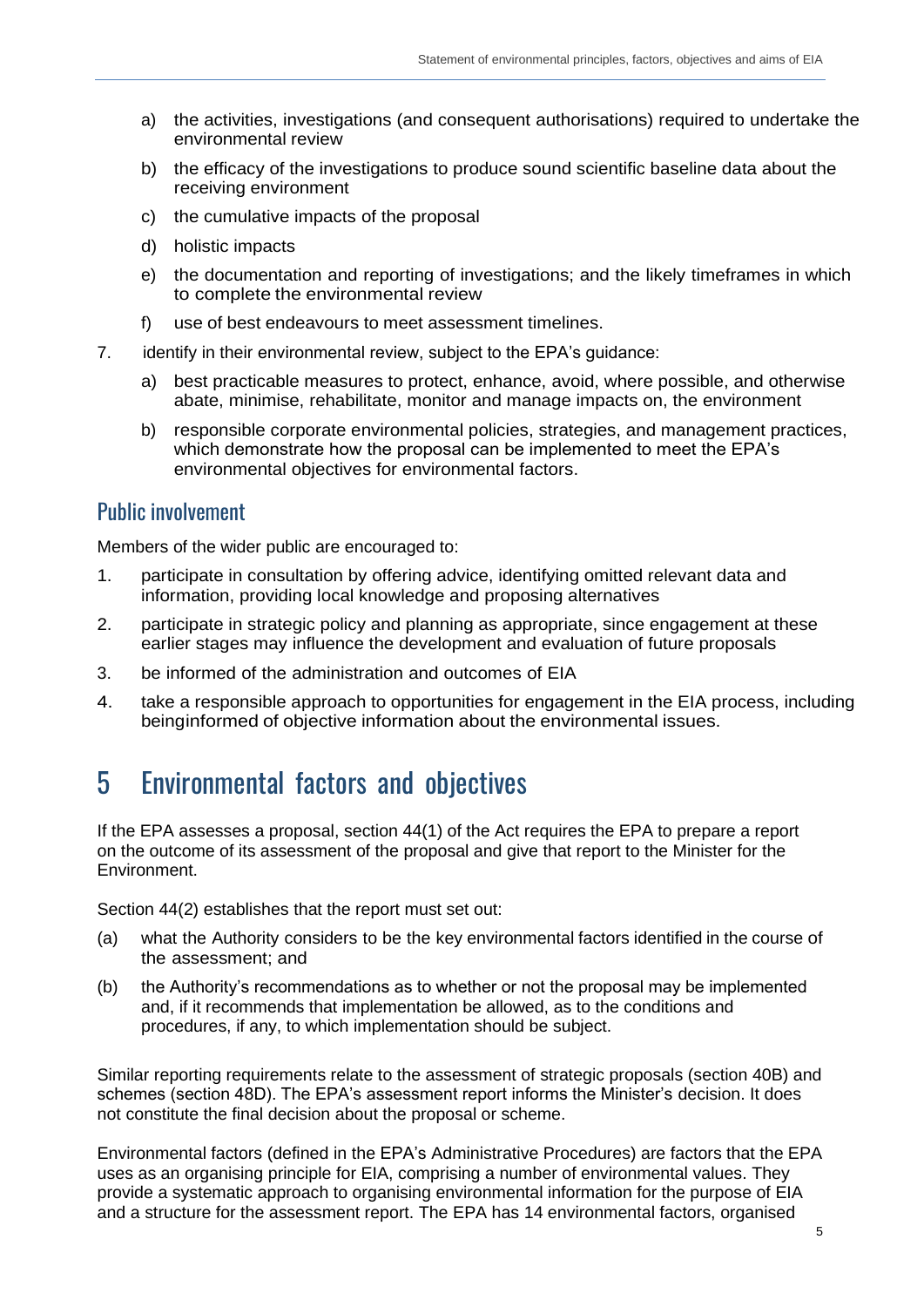a) the activities, investigations (and consequent authorisations) required to undertake the environmental review

b) the efficacy of the investigations to produce sound scientific baseline data about the receiving environment

c) the cumulative impacts of the proposal

d) holistic impacts

e) the documentation and reporting of investigations; and the likely timeframes in which to complete the environmental review

f) use of best endeavours to meet assessment timelines.

7. identify in their environmental review, subject to the EPA's guidance:

   a) best practicable measures to protect, enhance, avoid, where possible, and otherwise abate, minimise, rehabilitate, monitor and manage impacts on, the environment

   b) responsible corporate environmental policies, strategies, and management practices, which demonstrate how the proposal can be implemented to meet the EPA's environmental objectives for environmental factors.

## Public involvement

Members of the wider public are encouraged to:

1. participate in consultation by offering advice, identifying omitted relevant data and information, providing local knowledge and proposing alternatives
2. participate in strategic policy and planning as appropriate, since engagement at these earlier stages may influence the development and evaluation of future proposals
3. be informed of the administration and outcomes of EIA
4. take a responsible approach to opportunities for engagement in the EIA process, including beinginformed of objective information about the environmental issues.

# 5 Environmental factors and objectives

If the EPA assesses a proposal, section 44(1) of the Act requires the EPA to prepare a report on the outcome of its assessment of the proposal and give that report to the Minister for the Environment.

Section 44(2) establishes that the report must set out:

(a) what the Authority considers to be the key environmental factors identified in the course of the assessment; and

(b) the Authority's recommendations as to whether or not the proposal may be implemented and, if it recommends that implementation be allowed, as to the conditions and procedures, if any, to which implementation should be subject.

Similar reporting requirements relate to the assessment of strategic proposals (section 40B) and schemes (section 48D). The EPA's assessment report informs the Minister's decision. It does not constitute the final decision about the proposal or scheme.

Environmental factors (defined in the EPA's Administrative Procedures) are factors that the EPA uses as an organising principle for EIA, comprising a number of environmental values. They provide a systematic approach to organising environmental information for the purpose of EIA and a structure for the assessment report. The EPA has 14 environmental factors, organised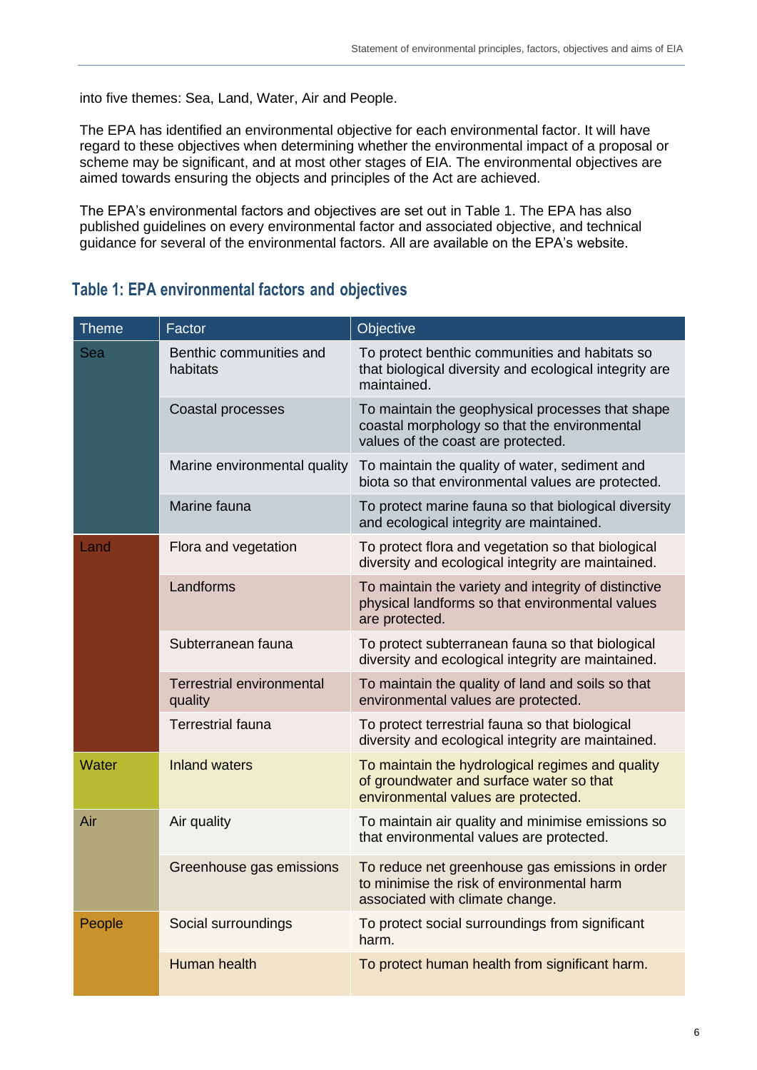into five themes: Sea, Land, Water, Air and People.

The EPA has identified an environmental objective for each environmental factor. It will have regard to these objectives when determining whether the environmental impact of a proposal or scheme may be significant, and at most other stages of EIA. The environmental objectives are aimed towards ensuring the objects and principles of the Act are achieved.

The EPA's environmental factors and objectives are set out in Table 1. The EPA has also published guidelines on every environmental factor and associated objective, and technical guidance for several of the environmental factors. All are available on the EPA's website.

## Table 1: EPA environmental factors and objectives

| Theme | Factor | Objective |
| --- | --- | --- |
| Sea | Benthic communities and habitats | To protect benthic communities and habitats so that biological diversity and ecological integrity are maintained. |
| | Coastal processes | To maintain the geophysical processes that shape coastal morphology so that the environmental values of the coast are protected. |
| | Marine environmental quality | To maintain the quality of water, sediment and biota so that environmental values are protected. |
| | Marine fauna | To protect marine fauna so that biological diversity and ecological integrity are maintained. |
| Land | Flora and vegetation | To protect flora and vegetation so that biological diversity and ecological integrity are maintained. |
| | Landforms | To maintain the variety and integrity of distinctive physical landforms so that environmental values are protected. |
| | Subterranean fauna | To protect subterranean fauna so that biological diversity and ecological integrity are maintained. |
| | Terrestrial environmental quality | To maintain the quality of land and soils so that environmental values are protected. |
| | Terrestrial fauna | To protect terrestrial fauna so that biological diversity and ecological integrity are maintained. |
| Water | Inland waters | To maintain the hydrological regimes and quality of groundwater and surface water so that environmental values are protected. |
| Air | Air quality | To maintain air quality and minimise emissions so that environmental values are protected. |
| | Greenhouse gas emissions | To reduce net greenhouse gas emissions in order to minimise the risk of environmental harm associated with climate change. |
| People | Social surroundings | To protect social surroundings from significant harm. |
| | Human health | To protect human health from significant harm. |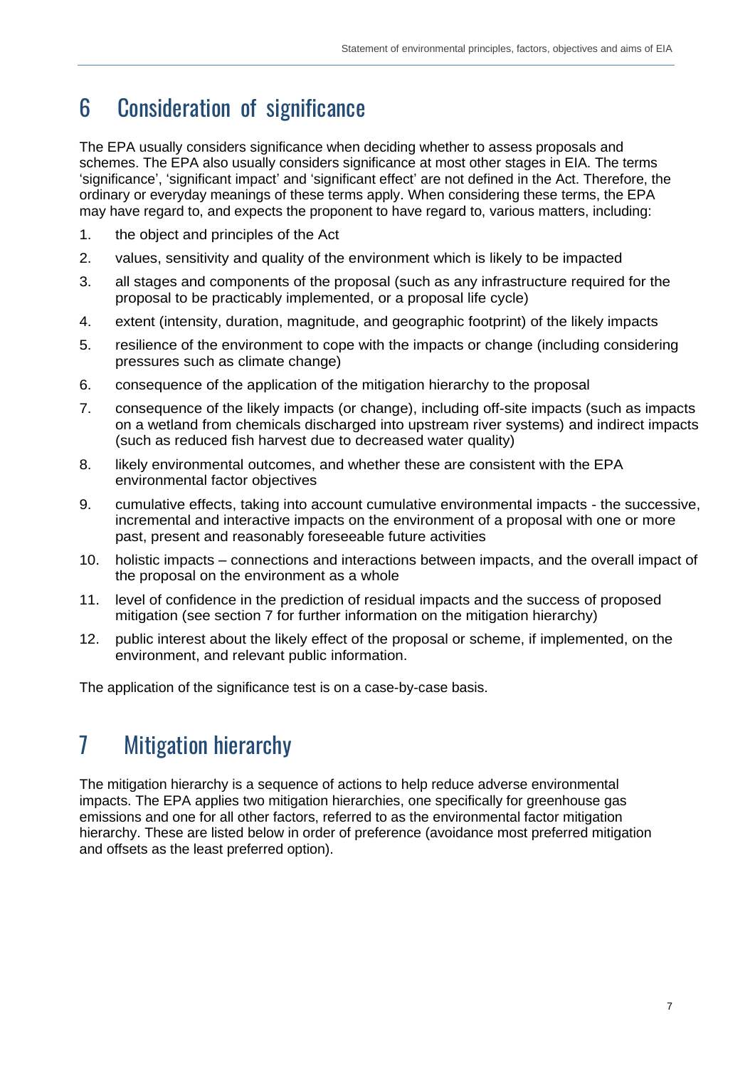# 6 Consideration of significance

The EPA usually considers significance when deciding whether to assess proposals and schemes. The EPA also usually considers significance at most other stages in EIA. The terms 'significance', 'significant impact' and 'significant effect' are not defined in the Act. Therefore, the ordinary or everyday meanings of these terms apply. When considering these terms, the EPA may have regard to, and expects the proponent to have regard to, various matters, including:

1. the object and principles of the Act
2. values, sensitivity and quality of the environment which is likely to be impacted
3. all stages and components of the proposal (such as any infrastructure required for the proposal to be practicably implemented, or a proposal life cycle)
4. extent (intensity, duration, magnitude, and geographic footprint) of the likely impacts
5. resilience of the environment to cope with the impacts or change (including considering pressures such as climate change)
6. consequence of the application of the mitigation hierarchy to the proposal
7. consequence of the likely impacts (or change), including off-site impacts (such as impacts on a wetland from chemicals discharged into upstream river systems) and indirect impacts (such as reduced fish harvest due to decreased water quality)
8. likely environmental outcomes, and whether these are consistent with the EPA environmental factor objectives
9. cumulative effects, taking into account cumulative environmental impacts - the successive, incremental and interactive impacts on the environment of a proposal with one or more past, present and reasonably foreseeable future activities
10. holistic impacts – connections and interactions between impacts, and the overall impact of the proposal on the environment as a whole
11. level of confidence in the prediction of residual impacts and the success of proposed mitigation (see section 7 for further information on the mitigation hierarchy)
12. public interest about the likely effect of the proposal or scheme, if implemented, on the environment, and relevant public information.

The application of the significance test is on a case-by-case basis.

# 7 Mitigation hierarchy

The mitigation hierarchy is a sequence of actions to help reduce adverse environmental impacts. The EPA applies two mitigation hierarchies, one specifically for greenhouse gas emissions and one for all other factors, referred to as the environmental factor mitigation hierarchy. These are listed below in order of preference (avoidance most preferred mitigation and offsets as the least preferred option).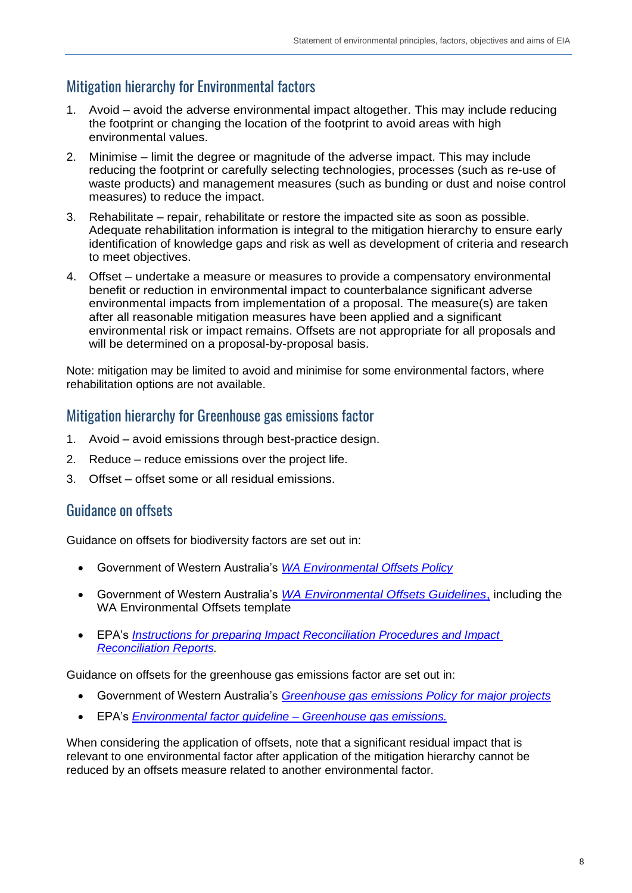## Mitigation hierarchy for Environmental factors

1. Avoid – avoid the adverse environmental impact altogether. This may include reducing the footprint or changing the location of the footprint to avoid areas with high environmental values.
2. Minimise – limit the degree or magnitude of the adverse impact. This may include reducing the footprint or carefully selecting technologies, processes (such as re-use of waste products) and management measures (such as bunding or dust and noise control measures) to reduce the impact.
3. Rehabilitate – repair, rehabilitate or restore the impacted site as soon as possible. Adequate rehabilitation information is integral to the mitigation hierarchy to ensure early identification of knowledge gaps and risk as well as development of criteria and research to meet objectives.
4. Offset – undertake a measure or measures to provide a compensatory environmental benefit or reduction in environmental impact to counterbalance significant adverse environmental impacts from implementation of a proposal. The measure(s) are taken after all reasonable mitigation measures have been applied and a significant environmental risk or impact remains. Offsets are not appropriate for all proposals and will be determined on a proposal-by-proposal basis.

Note: mitigation may be limited to avoid and minimise for some environmental factors, where rehabilitation options are not available.

## Mitigation hierarchy for Greenhouse gas emissions factor

1. Avoid – avoid emissions through best-practice design.
2. Reduce – reduce emissions over the project life.
3. Offset – offset some or all residual emissions.

## Guidance on offsets

Guidance on offsets for biodiversity factors are set out in:

- Government of Western Australia's *WA Environmental Offsets Policy*
- Government of Western Australia's *WA Environmental Offsets Guidelines*, including the WA Environmental Offsets template
- EPA's *Instructions for preparing Impact Reconciliation Procedures and Impact Reconciliation Reports.*

Guidance on offsets for the greenhouse gas emissions factor are set out in:

- Government of Western Australia's *Greenhouse gas emissions Policy for major projects*
- EPA's *Environmental factor guideline – Greenhouse gas emissions.*

When considering the application of offsets, note that a significant residual impact that is relevant to one environmental factor after application of the mitigation hierarchy cannot be reduced by an offsets measure related to another environmental factor.